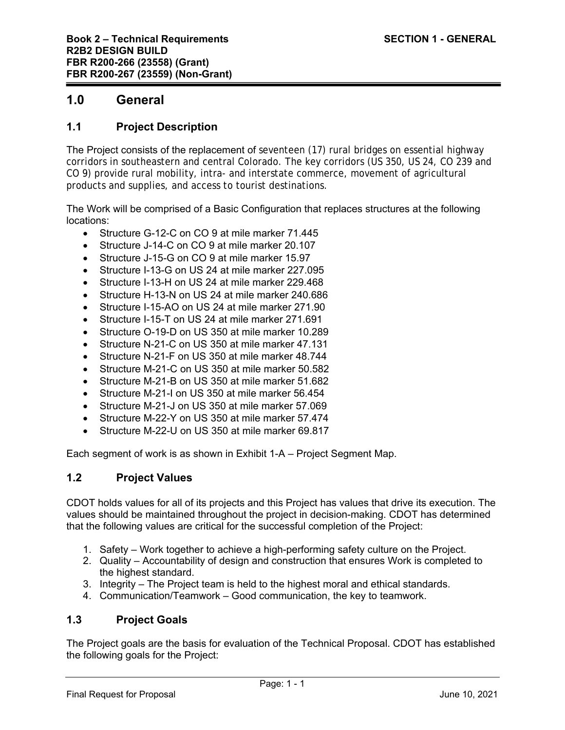# 1.0 General

## 1.1 Project Description

The Project consists of the replacement of seventeen (17) rural bridges on essential highway corridors in southeastern and central Colorado. The key corridors (US 350, US 24, CO 239 and CO 9) provide rural mobility, intra- and interstate commerce, movement of agricultural products and supplies, and access to tourist destinations.

The Work will be comprised of a Basic Configuration that replaces structures at the following locations:

- Structure G-12-C on CO 9 at mile marker 71.445
- Structure J-14-C on CO 9 at mile marker 20.107
- Structure J-15-G on CO 9 at mile marker 15.97
- Structure I-13-G on US 24 at mile marker 227.095
- Structure I-13-H on US 24 at mile marker 229.468
- Structure H-13-N on US 24 at mile marker 240.686
- Structure I-15-AO on US 24 at mile marker 271.90
- Structure I-15-T on US 24 at mile marker 271.691
- Structure O-19-D on US 350 at mile marker 10.289
- Structure N-21-C on US 350 at mile marker 47.131
- Structure N-21-F on US 350 at mile marker 48.744
- Structure M-21-C on US 350 at mile marker 50.582
- Structure M-21-B on US 350 at mile marker 51.682
- Structure M-21-I on US 350 at mile marker 56.454
- Structure M-21-J on US 350 at mile marker 57.069
- Structure M-22-Y on US 350 at mile marker 57.474
- Structure M-22-U on US 350 at mile marker 69.817

Each segment of work is as shown in Exhibit 1-A – Project Segment Map.

## 1.2 Project Values

CDOT holds values for all of its projects and this Project has values that drive its execution. The values should be maintained throughout the project in decision-making. CDOT has determined that the following values are critical for the successful completion of the Project:

1. Safety – Work together to achieve a high-performing safety culture on the Project.
2. Quality – Accountability of design and construction that ensures Work is completed to the highest standard.
3. Integrity – The Project team is held to the highest moral and ethical standards.
4. Communication/Teamwork – Good communication, the key to teamwork.

## 1.3 Project Goals

The Project goals are the basis for evaluation of the Technical Proposal. CDOT has established the following goals for the Project: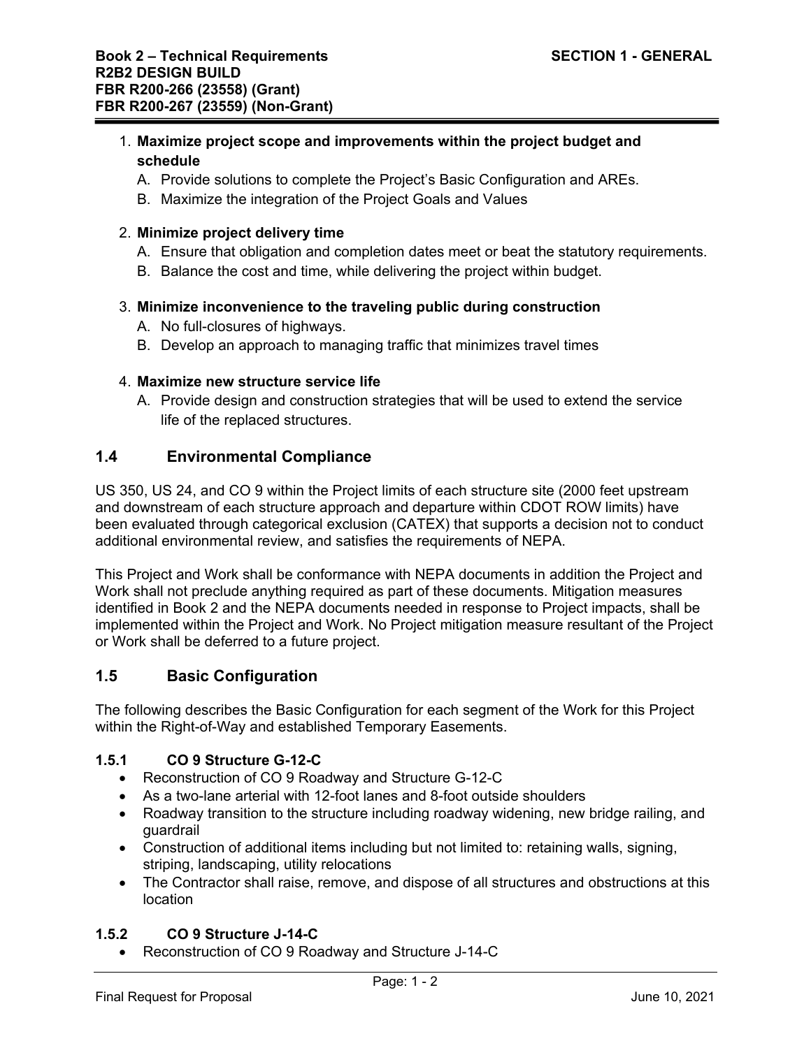1. **Maximize project scope and improvements within the project budget and schedule**
   A. Provide solutions to complete the Project's Basic Configuration and AREs.
   B. Maximize the integration of the Project Goals and Values

2. **Minimize project delivery time**
   A. Ensure that obligation and completion dates meet or beat the statutory requirements.
   B. Balance the cost and time, while delivering the project within budget.

3. **Minimize inconvenience to the traveling public during construction**
   A. No full-closures of highways.
   B. Develop an approach to managing traffic that minimizes travel times

4. **Maximize new structure service life**
   A. Provide design and construction strategies that will be used to extend the service life of the replaced structures.

## 1.4 Environmental Compliance

US 350, US 24, and CO 9 within the Project limits of each structure site (2000 feet upstream and downstream of each structure approach and departure within CDOT ROW limits) have been evaluated through categorical exclusion (CATEX) that supports a decision not to conduct additional environmental review, and satisfies the requirements of NEPA.

This Project and Work shall be conformance with NEPA documents in addition the Project and Work shall not preclude anything required as part of these documents. Mitigation measures identified in Book 2 and the NEPA documents needed in response to Project impacts, shall be implemented within the Project and Work. No Project mitigation measure resultant of the Project or Work shall be deferred to a future project.

## 1.5 Basic Configuration

The following describes the Basic Configuration for each segment of the Work for this Project within the Right-of-Way and established Temporary Easements.

### 1.5.1 CO 9 Structure G-12-C

- Reconstruction of CO 9 Roadway and Structure G-12-C
- As a two-lane arterial with 12-foot lanes and 8-foot outside shoulders
- Roadway transition to the structure including roadway widening, new bridge railing, and guardrail
- Construction of additional items including but not limited to: retaining walls, signing, striping, landscaping, utility relocations
- The Contractor shall raise, remove, and dispose of all structures and obstructions at this location

### 1.5.2 CO 9 Structure J-14-C

- Reconstruction of CO 9 Roadway and Structure J-14-C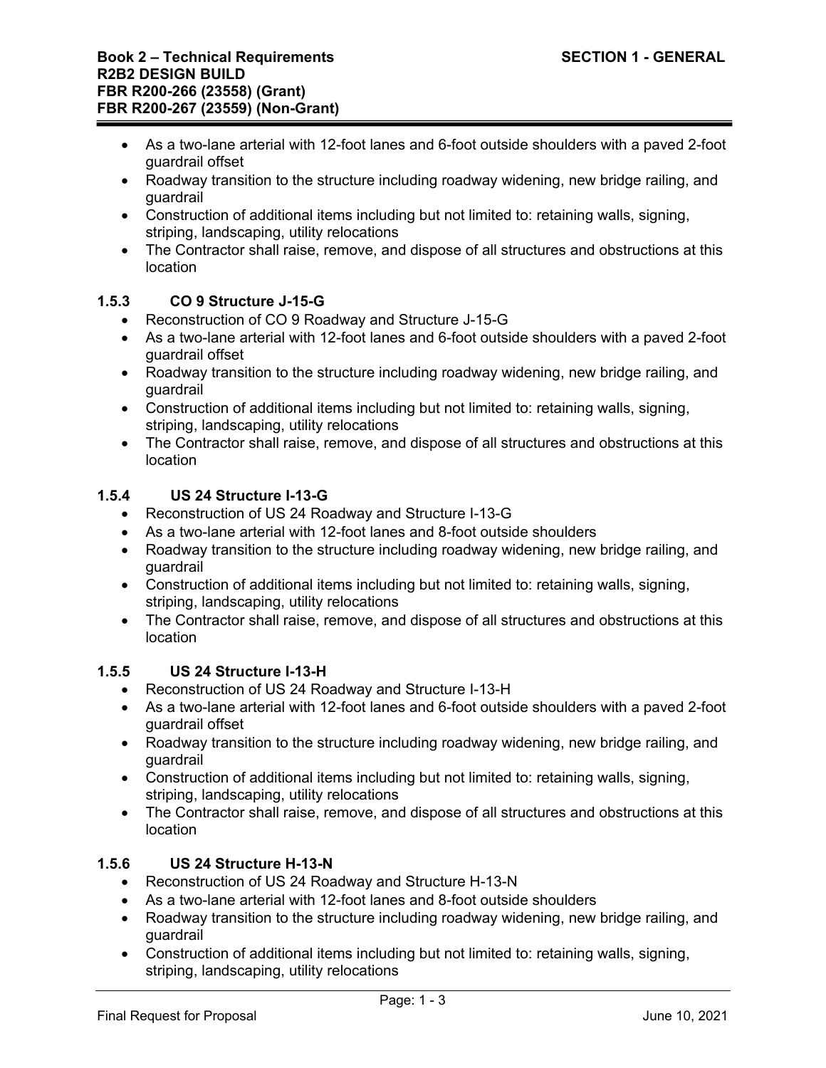- As a two-lane arterial with 12-foot lanes and 6-foot outside shoulders with a paved 2-foot guardrail offset
- Roadway transition to the structure including roadway widening, new bridge railing, and guardrail
- Construction of additional items including but not limited to: retaining walls, signing, striping, landscaping, utility relocations
- The Contractor shall raise, remove, and dispose of all structures and obstructions at this location

### 1.5.3 CO 9 Structure J-15-G

- Reconstruction of CO 9 Roadway and Structure J-15-G
- As a two-lane arterial with 12-foot lanes and 6-foot outside shoulders with a paved 2-foot guardrail offset
- Roadway transition to the structure including roadway widening, new bridge railing, and guardrail
- Construction of additional items including but not limited to: retaining walls, signing, striping, landscaping, utility relocations
- The Contractor shall raise, remove, and dispose of all structures and obstructions at this location

### 1.5.4 US 24 Structure I-13-G

- Reconstruction of US 24 Roadway and Structure I-13-G
- As a two-lane arterial with 12-foot lanes and 8-foot outside shoulders
- Roadway transition to the structure including roadway widening, new bridge railing, and guardrail
- Construction of additional items including but not limited to: retaining walls, signing, striping, landscaping, utility relocations
- The Contractor shall raise, remove, and dispose of all structures and obstructions at this location

### 1.5.5 US 24 Structure I-13-H

- Reconstruction of US 24 Roadway and Structure I-13-H
- As a two-lane arterial with 12-foot lanes and 6-foot outside shoulders with a paved 2-foot guardrail offset
- Roadway transition to the structure including roadway widening, new bridge railing, and guardrail
- Construction of additional items including but not limited to: retaining walls, signing, striping, landscaping, utility relocations
- The Contractor shall raise, remove, and dispose of all structures and obstructions at this location

### 1.5.6 US 24 Structure H-13-N

- Reconstruction of US 24 Roadway and Structure H-13-N
- As a two-lane arterial with 12-foot lanes and 8-foot outside shoulders
- Roadway transition to the structure including roadway widening, new bridge railing, and guardrail
- Construction of additional items including but not limited to: retaining walls, signing, striping, landscaping, utility relocations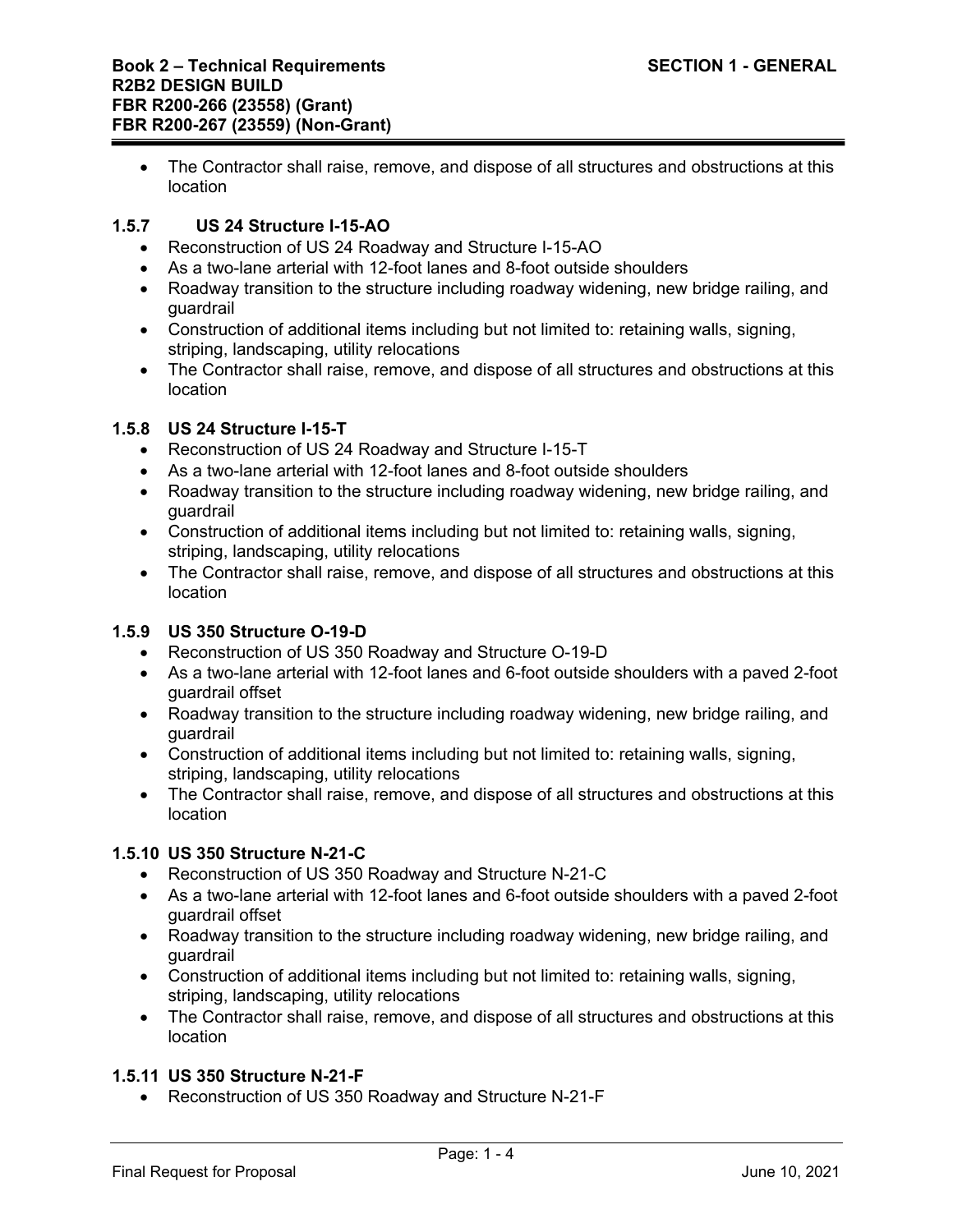- The Contractor shall raise, remove, and dispose of all structures and obstructions at this location

### 1.5.7 US 24 Structure I-15-AO

- Reconstruction of US 24 Roadway and Structure I-15-AO
- As a two-lane arterial with 12-foot lanes and 8-foot outside shoulders
- Roadway transition to the structure including roadway widening, new bridge railing, and guardrail
- Construction of additional items including but not limited to: retaining walls, signing, striping, landscaping, utility relocations
- The Contractor shall raise, remove, and dispose of all structures and obstructions at this location

### 1.5.8 US 24 Structure I-15-T

- Reconstruction of US 24 Roadway and Structure I-15-T
- As a two-lane arterial with 12-foot lanes and 8-foot outside shoulders
- Roadway transition to the structure including roadway widening, new bridge railing, and guardrail
- Construction of additional items including but not limited to: retaining walls, signing, striping, landscaping, utility relocations
- The Contractor shall raise, remove, and dispose of all structures and obstructions at this location

### 1.5.9 US 350 Structure O-19-D

- Reconstruction of US 350 Roadway and Structure O-19-D
- As a two-lane arterial with 12-foot lanes and 6-foot outside shoulders with a paved 2-foot guardrail offset
- Roadway transition to the structure including roadway widening, new bridge railing, and guardrail
- Construction of additional items including but not limited to: retaining walls, signing, striping, landscaping, utility relocations
- The Contractor shall raise, remove, and dispose of all structures and obstructions at this location

### 1.5.10 US 350 Structure N-21-C

- Reconstruction of US 350 Roadway and Structure N-21-C
- As a two-lane arterial with 12-foot lanes and 6-foot outside shoulders with a paved 2-foot guardrail offset
- Roadway transition to the structure including roadway widening, new bridge railing, and guardrail
- Construction of additional items including but not limited to: retaining walls, signing, striping, landscaping, utility relocations
- The Contractor shall raise, remove, and dispose of all structures and obstructions at this location

### 1.5.11 US 350 Structure N-21-F

- Reconstruction of US 350 Roadway and Structure N-21-F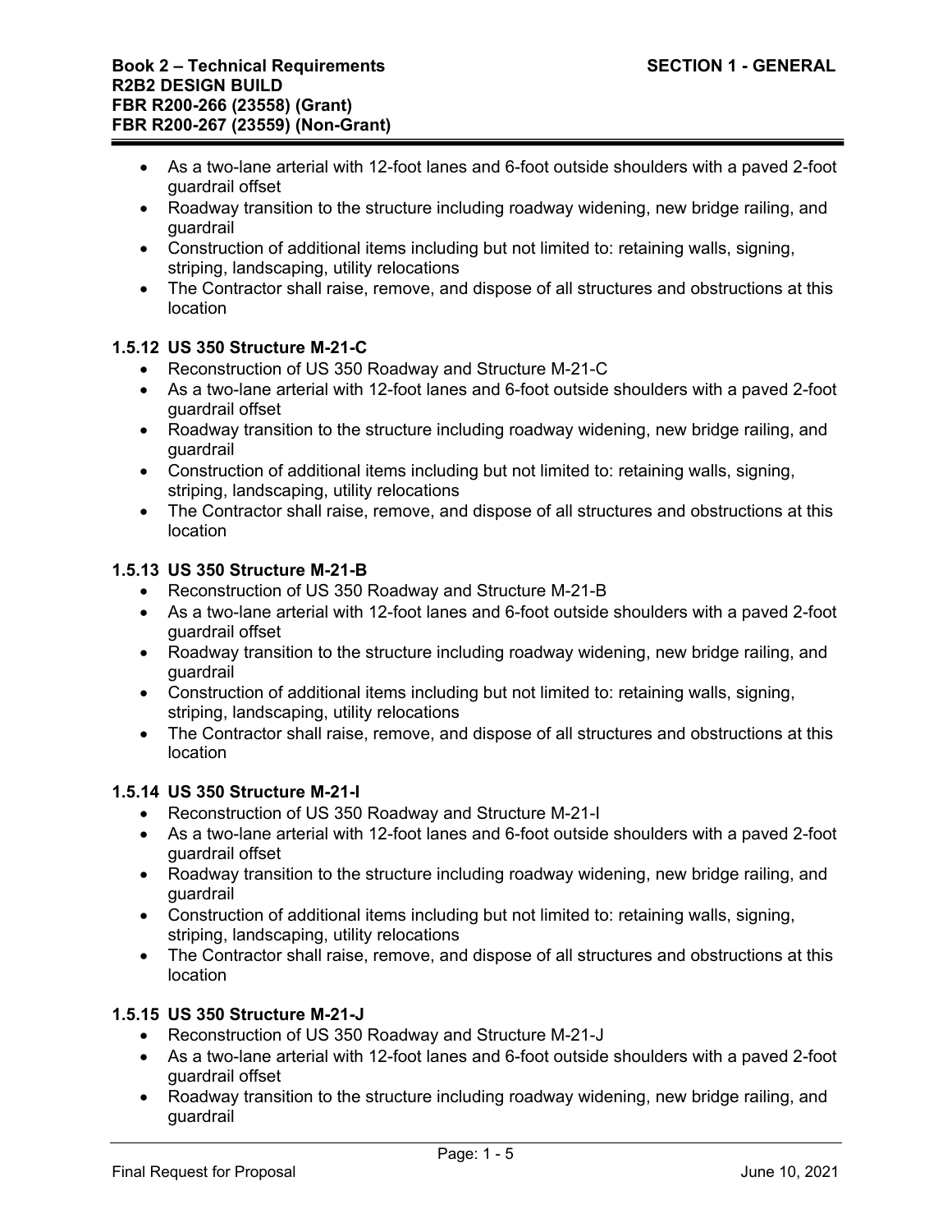- As a two-lane arterial with 12-foot lanes and 6-foot outside shoulders with a paved 2-foot guardrail offset
- Roadway transition to the structure including roadway widening, new bridge railing, and guardrail
- Construction of additional items including but not limited to: retaining walls, signing, striping, landscaping, utility relocations
- The Contractor shall raise, remove, and dispose of all structures and obstructions at this location

### 1.5.12 US 350 Structure M-21-C

- Reconstruction of US 350 Roadway and Structure M-21-C
- As a two-lane arterial with 12-foot lanes and 6-foot outside shoulders with a paved 2-foot guardrail offset
- Roadway transition to the structure including roadway widening, new bridge railing, and guardrail
- Construction of additional items including but not limited to: retaining walls, signing, striping, landscaping, utility relocations
- The Contractor shall raise, remove, and dispose of all structures and obstructions at this location

### 1.5.13 US 350 Structure M-21-B

- Reconstruction of US 350 Roadway and Structure M-21-B
- As a two-lane arterial with 12-foot lanes and 6-foot outside shoulders with a paved 2-foot guardrail offset
- Roadway transition to the structure including roadway widening, new bridge railing, and guardrail
- Construction of additional items including but not limited to: retaining walls, signing, striping, landscaping, utility relocations
- The Contractor shall raise, remove, and dispose of all structures and obstructions at this location

### 1.5.14 US 350 Structure M-21-I

- Reconstruction of US 350 Roadway and Structure M-21-I
- As a two-lane arterial with 12-foot lanes and 6-foot outside shoulders with a paved 2-foot guardrail offset
- Roadway transition to the structure including roadway widening, new bridge railing, and guardrail
- Construction of additional items including but not limited to: retaining walls, signing, striping, landscaping, utility relocations
- The Contractor shall raise, remove, and dispose of all structures and obstructions at this location

### 1.5.15 US 350 Structure M-21-J

- Reconstruction of US 350 Roadway and Structure M-21-J
- As a two-lane arterial with 12-foot lanes and 6-foot outside shoulders with a paved 2-foot guardrail offset
- Roadway transition to the structure including roadway widening, new bridge railing, and guardrail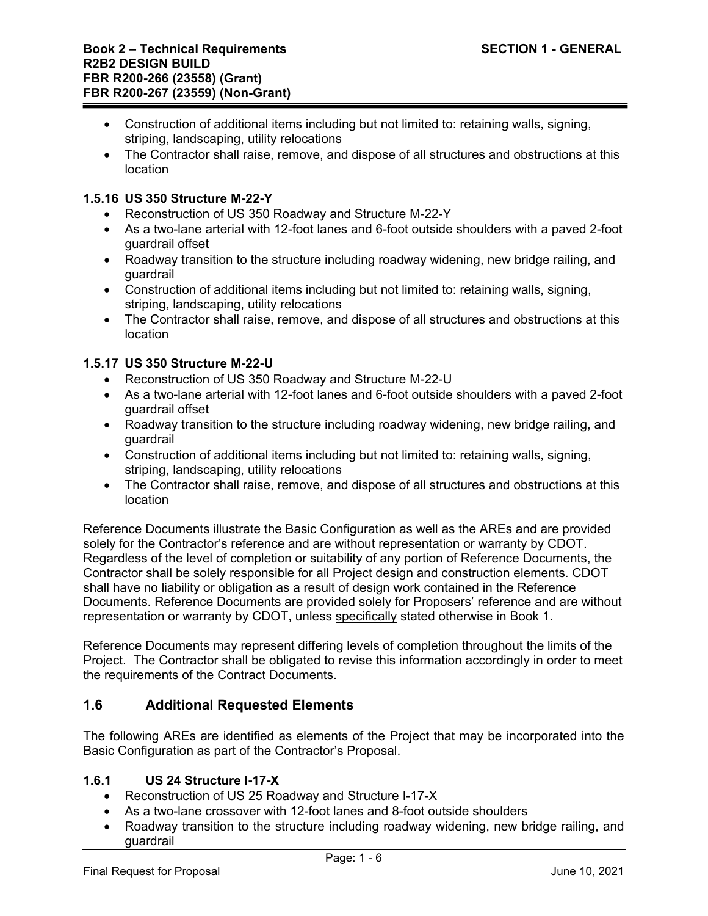- Construction of additional items including but not limited to: retaining walls, signing, striping, landscaping, utility relocations
- The Contractor shall raise, remove, and dispose of all structures and obstructions at this location

### 1.5.16 US 350 Structure M-22-Y

- Reconstruction of US 350 Roadway and Structure M-22-Y
- As a two-lane arterial with 12-foot lanes and 6-foot outside shoulders with a paved 2-foot guardrail offset
- Roadway transition to the structure including roadway widening, new bridge railing, and guardrail
- Construction of additional items including but not limited to: retaining walls, signing, striping, landscaping, utility relocations
- The Contractor shall raise, remove, and dispose of all structures and obstructions at this location

### 1.5.17 US 350 Structure M-22-U

- Reconstruction of US 350 Roadway and Structure M-22-U
- As a two-lane arterial with 12-foot lanes and 6-foot outside shoulders with a paved 2-foot guardrail offset
- Roadway transition to the structure including roadway widening, new bridge railing, and guardrail
- Construction of additional items including but not limited to: retaining walls, signing, striping, landscaping, utility relocations
- The Contractor shall raise, remove, and dispose of all structures and obstructions at this location

Reference Documents illustrate the Basic Configuration as well as the AREs and are provided solely for the Contractor's reference and are without representation or warranty by CDOT. Regardless of the level of completion or suitability of any portion of Reference Documents, the Contractor shall be solely responsible for all Project design and construction elements. CDOT shall have no liability or obligation as a result of design work contained in the Reference Documents. Reference Documents are provided solely for Proposers' reference and are without representation or warranty by CDOT, unless specifically stated otherwise in Book 1.

Reference Documents may represent differing levels of completion throughout the limits of the Project. The Contractor shall be obligated to revise this information accordingly in order to meet the requirements of the Contract Documents.

## 1.6 Additional Requested Elements

The following AREs are identified as elements of the Project that may be incorporated into the Basic Configuration as part of the Contractor's Proposal.

### 1.6.1 US 24 Structure I-17-X

- Reconstruction of US 25 Roadway and Structure I-17-X
- As a two-lane crossover with 12-foot lanes and 8-foot outside shoulders
- Roadway transition to the structure including roadway widening, new bridge railing, and guardrail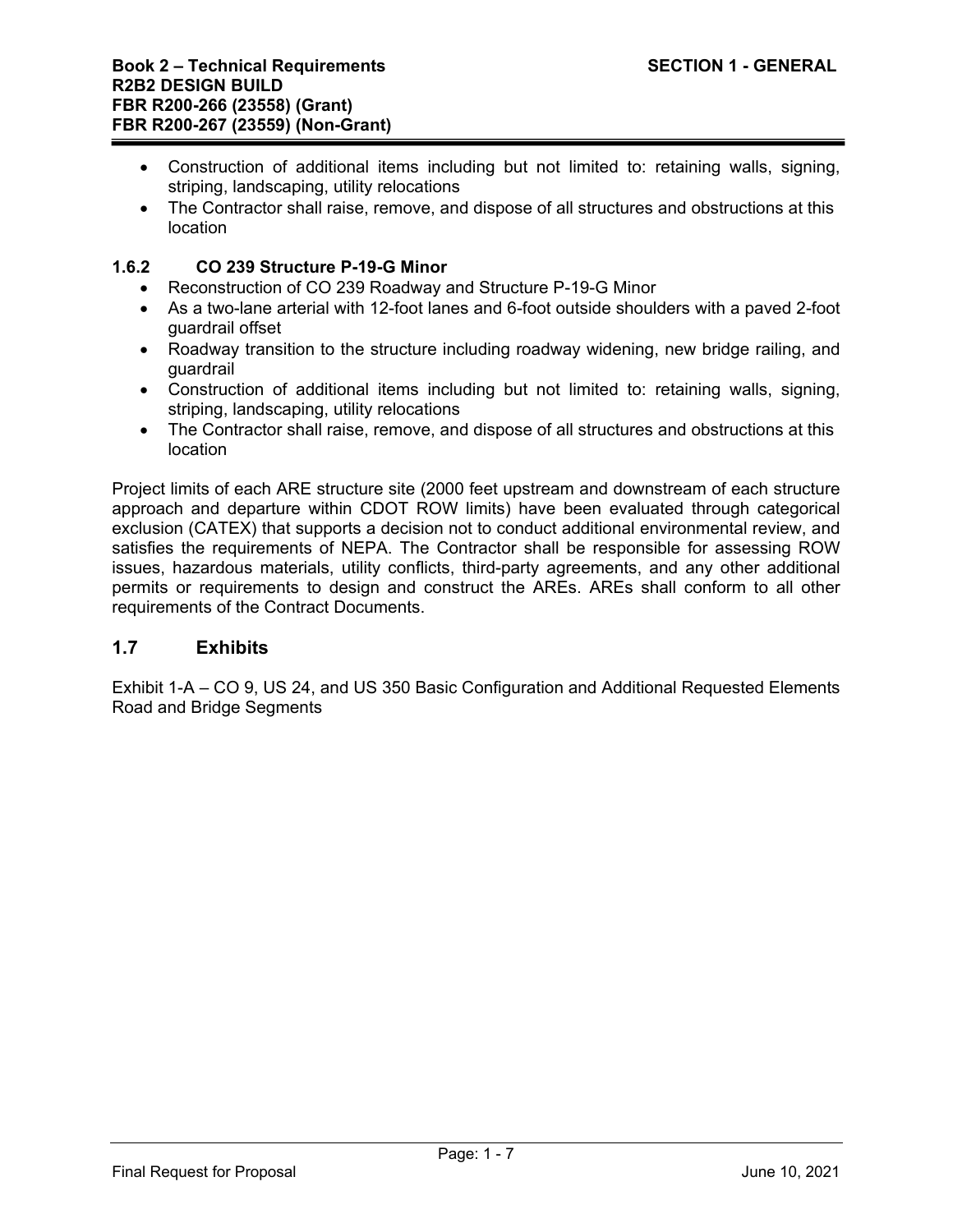- Construction of additional items including but not limited to: retaining walls, signing, striping, landscaping, utility relocations
- The Contractor shall raise, remove, and dispose of all structures and obstructions at this location

### 1.6.2 CO 239 Structure P-19-G Minor

- Reconstruction of CO 239 Roadway and Structure P-19-G Minor
- As a two-lane arterial with 12-foot lanes and 6-foot outside shoulders with a paved 2-foot guardrail offset
- Roadway transition to the structure including roadway widening, new bridge railing, and guardrail
- Construction of additional items including but not limited to: retaining walls, signing, striping, landscaping, utility relocations
- The Contractor shall raise, remove, and dispose of all structures and obstructions at this location

Project limits of each ARE structure site (2000 feet upstream and downstream of each structure approach and departure within CDOT ROW limits) have been evaluated through categorical exclusion (CATEX) that supports a decision not to conduct additional environmental review, and satisfies the requirements of NEPA. The Contractor shall be responsible for assessing ROW issues, hazardous materials, utility conflicts, third-party agreements, and any other additional permits or requirements to design and construct the AREs. AREs shall conform to all other requirements of the Contract Documents.

## 1.7 Exhibits

Exhibit 1-A – CO 9, US 24, and US 350 Basic Configuration and Additional Requested Elements Road and Bridge Segments